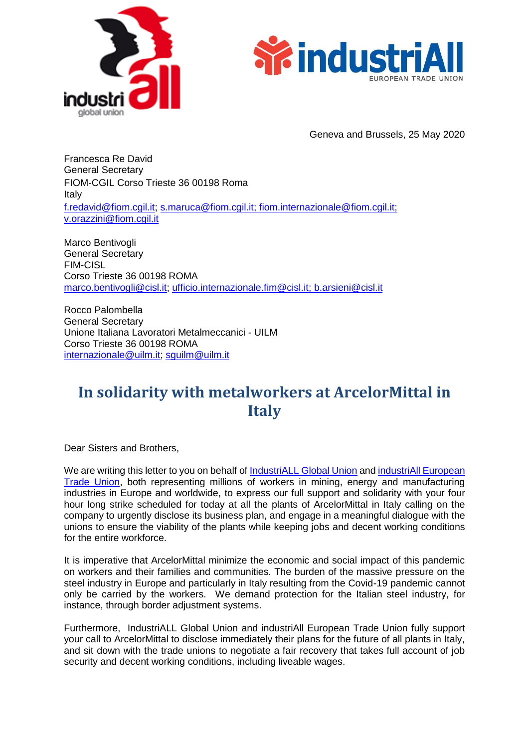Geneva and Brussels, 25 May 2020

Francesca Re David
General Secretary
FIOM-CGIL Corso Trieste 36 00198 Roma
Italy
f.redavid@fiom.cgil.it; s.maruca@fiom.cgil.it; fiom.internazionale@fiom.cgil.it; v.orazzini@fiom.cgil.it

Marco Bentivogli
General Secretary
FIM-CISL
Corso Trieste 36 00198 ROMA
marco.bentivogli@cisl.it; ufficio.internazionale.fim@cisl.it; b.arsieni@cisl.it

Rocco Palombella
General Secretary
Unione Italiana Lavoratori Metalmeccanici - UILM
Corso Trieste 36 00198 ROMA
internazionale@uilm.it; sguilm@uilm.it

# In solidarity with metalworkers at ArcelorMittal in Italy

Dear Sisters and Brothers,

We are writing this letter to you on behalf of IndustriALL Global Union and industriAll European Trade Union, both representing millions of workers in mining, energy and manufacturing industries in Europe and worldwide, to express our full support and solidarity with your four hour long strike scheduled for today at all the plants of ArcelorMittal in Italy calling on the company to urgently disclose its business plan, and engage in a meaningful dialogue with the unions to ensure the viability of the plants while keeping jobs and decent working conditions for the entire workforce.

It is imperative that ArcelorMittal minimize the economic and social impact of this pandemic on workers and their families and communities. The burden of the massive pressure on the steel industry in Europe and particularly in Italy resulting from the Covid-19 pandemic cannot only be carried by the workers. We demand protection for the Italian steel industry, for instance, through border adjustment systems.

Furthermore, IndustriALL Global Union and industriAll European Trade Union fully support your call to ArcelorMittal to disclose immediately their plans for the future of all plants in Italy, and sit down with the trade unions to negotiate a fair recovery that takes full account of job security and decent working conditions, including liveable wages.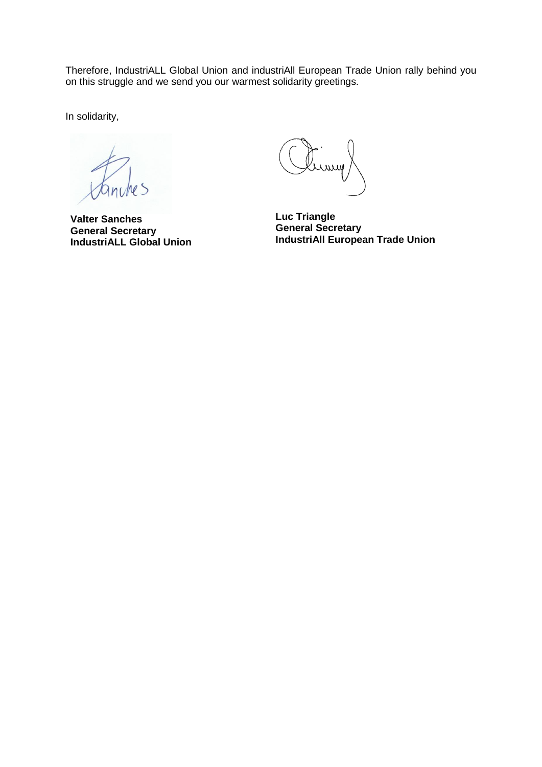Therefore, IndustriALL Global Union and industriAll European Trade Union rally behind you on this struggle and we send you our warmest solidarity greetings.

In solidarity,

**Valter Sanches**
**General Secretary**
**IndustriALL Global Union**

**Luc Triangle**
**General Secretary**
**IndustriAll European Trade Union**